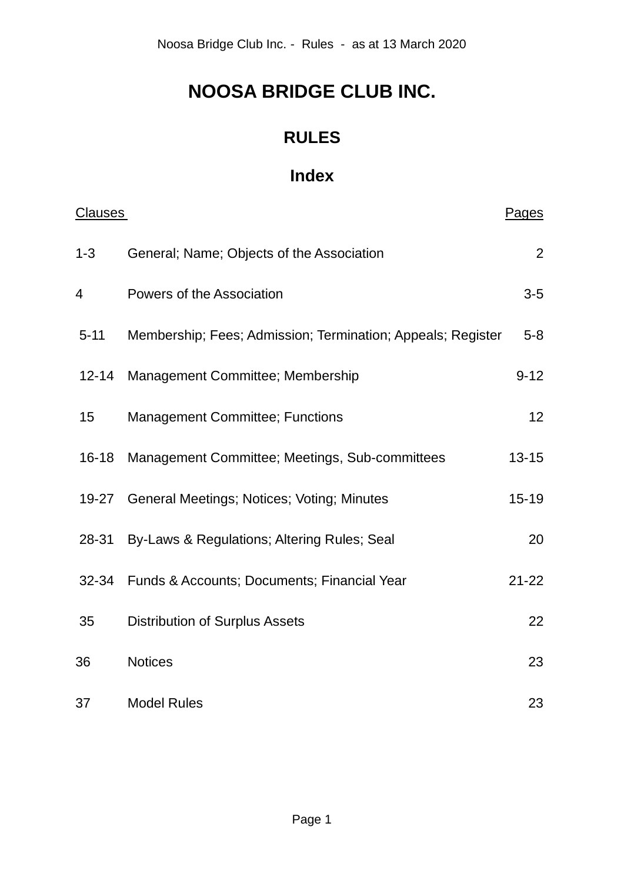# NOOSA BRIDGE CLUB INC.

## RULES

## Index

| Clauses | | Pages |
|---|---|---|
| 1-3 | General; Name; Objects of the Association | 2 |
| 4 | Powers of the Association | 3-5 |
| 5-11 | Membership; Fees; Admission; Termination; Appeals; Register | 5-8 |
| 12-14 | Management Committee; Membership | 9-12 |
| 15 | Management Committee; Functions | 12 |
| 16-18 | Management Committee; Meetings, Sub-committees | 13-15 |
| 19-27 | General Meetings; Notices; Voting; Minutes | 15-19 |
| 28-31 | By-Laws & Regulations; Altering Rules; Seal | 20 |
| 32-34 | Funds & Accounts; Documents; Financial Year | 21-22 |
| 35 | Distribution of Surplus Assets | 22 |
| 36 | Notices | 23 |
| 37 | Model Rules | 23 |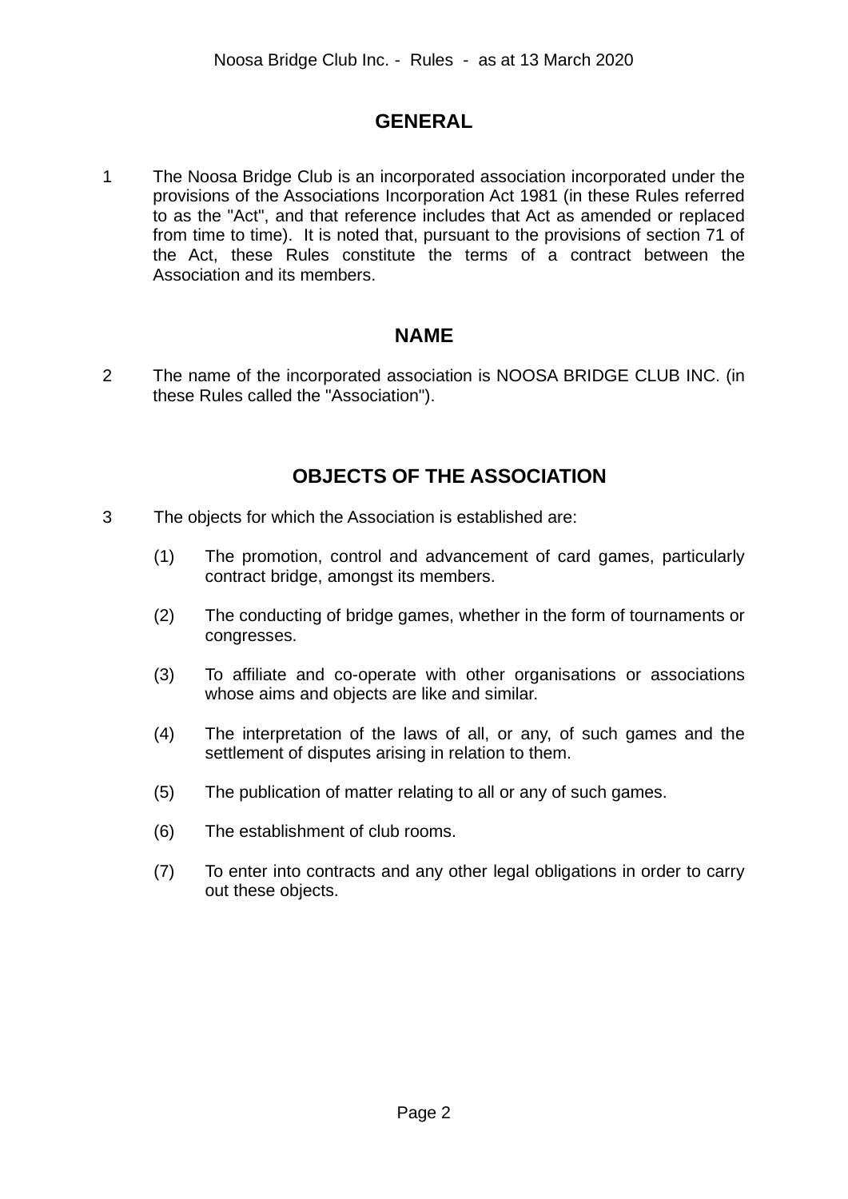## GENERAL

1 The Noosa Bridge Club is an incorporated association incorporated under the provisions of the Associations Incorporation Act 1981 (in these Rules referred to as the "Act", and that reference includes that Act as amended or replaced from time to time). It is noted that, pursuant to the provisions of section 71 of the Act, these Rules constitute the terms of a contract between the Association and its members.

## NAME

2 The name of the incorporated association is NOOSA BRIDGE CLUB INC. (in these Rules called the "Association").

## OBJECTS OF THE ASSOCIATION

3 The objects for which the Association is established are:

(1) The promotion, control and advancement of card games, particularly contract bridge, amongst its members.

(2) The conducting of bridge games, whether in the form of tournaments or congresses.

(3) To affiliate and co-operate with other organisations or associations whose aims and objects are like and similar.

(4) The interpretation of the laws of all, or any, of such games and the settlement of disputes arising in relation to them.

(5) The publication of matter relating to all or any of such games.

(6) The establishment of club rooms.

(7) To enter into contracts and any other legal obligations in order to carry out these objects.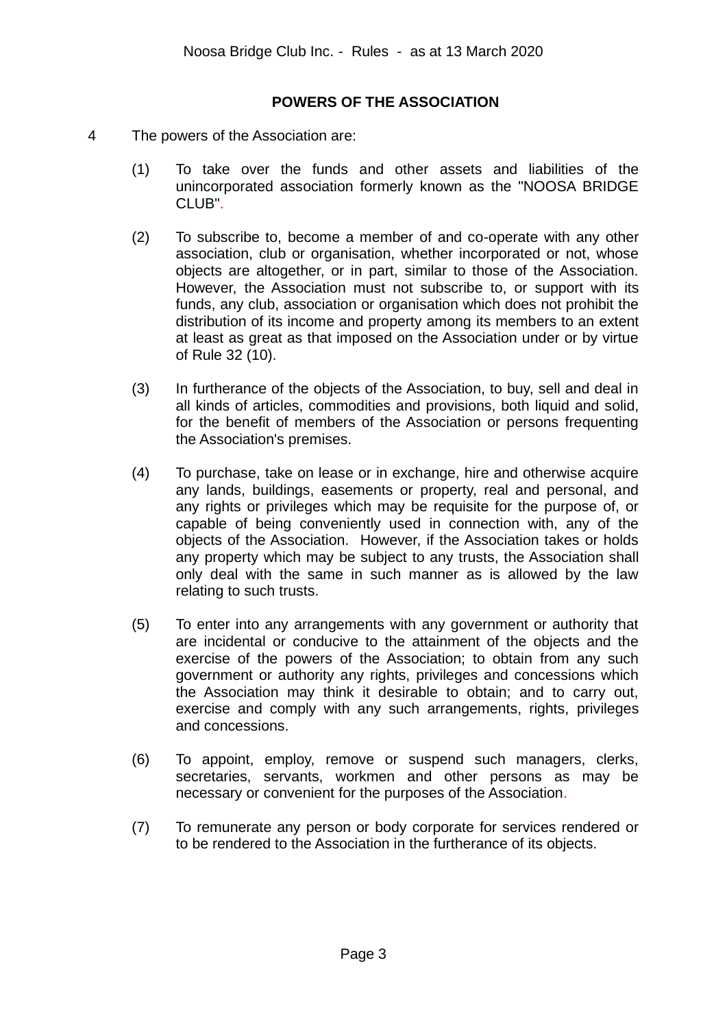## POWERS OF THE ASSOCIATION

4 The powers of the Association are:

(1) To take over the funds and other assets and liabilities of the unincorporated association formerly known as the "NOOSA BRIDGE CLUB".

(2) To subscribe to, become a member of and co-operate with any other association, club or organisation, whether incorporated or not, whose objects are altogether, or in part, similar to those of the Association. However, the Association must not subscribe to, or support with its funds, any club, association or organisation which does not prohibit the distribution of its income and property among its members to an extent at least as great as that imposed on the Association under or by virtue of Rule 32 (10).

(3) In furtherance of the objects of the Association, to buy, sell and deal in all kinds of articles, commodities and provisions, both liquid and solid, for the benefit of members of the Association or persons frequenting the Association's premises.

(4) To purchase, take on lease or in exchange, hire and otherwise acquire any lands, buildings, easements or property, real and personal, and any rights or privileges which may be requisite for the purpose of, or capable of being conveniently used in connection with, any of the objects of the Association. However, if the Association takes or holds any property which may be subject to any trusts, the Association shall only deal with the same in such manner as is allowed by the law relating to such trusts.

(5) To enter into any arrangements with any government or authority that are incidental or conducive to the attainment of the objects and the exercise of the powers of the Association; to obtain from any such government or authority any rights, privileges and concessions which the Association may think it desirable to obtain; and to carry out, exercise and comply with any such arrangements, rights, privileges and concessions.

(6) To appoint, employ, remove or suspend such managers, clerks, secretaries, servants, workmen and other persons as may be necessary or convenient for the purposes of the Association.

(7) To remunerate any person or body corporate for services rendered or to be rendered to the Association in the furtherance of its objects.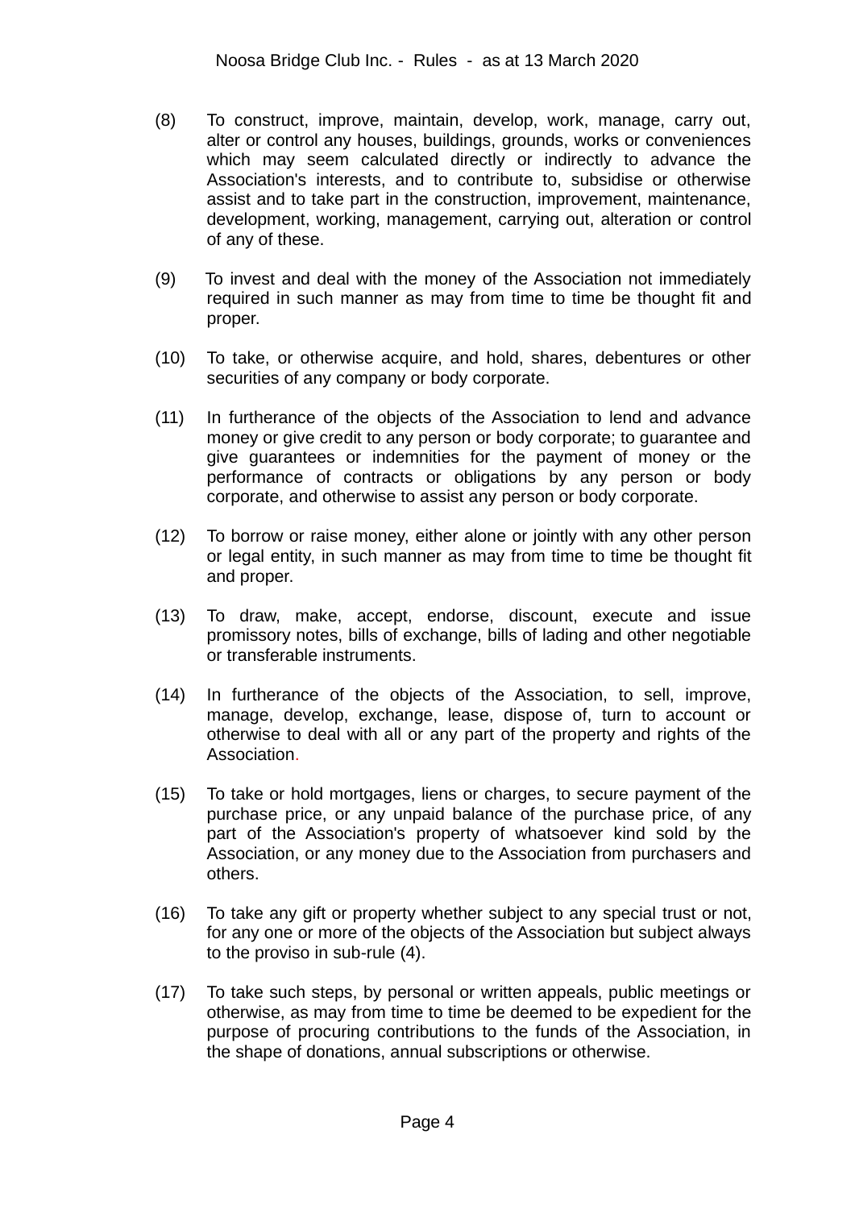(8) To construct, improve, maintain, develop, work, manage, carry out, alter or control any houses, buildings, grounds, works or conveniences which may seem calculated directly or indirectly to advance the Association's interests, and to contribute to, subsidise or otherwise assist and to take part in the construction, improvement, maintenance, development, working, management, carrying out, alteration or control of any of these.

(9) To invest and deal with the money of the Association not immediately required in such manner as may from time to time be thought fit and proper.

(10) To take, or otherwise acquire, and hold, shares, debentures or other securities of any company or body corporate.

(11) In furtherance of the objects of the Association to lend and advance money or give credit to any person or body corporate; to guarantee and give guarantees or indemnities for the payment of money or the performance of contracts or obligations by any person or body corporate, and otherwise to assist any person or body corporate.

(12) To borrow or raise money, either alone or jointly with any other person or legal entity, in such manner as may from time to time be thought fit and proper.

(13) To draw, make, accept, endorse, discount, execute and issue promissory notes, bills of exchange, bills of lading and other negotiable or transferable instruments.

(14) In furtherance of the objects of the Association, to sell, improve, manage, develop, exchange, lease, dispose of, turn to account or otherwise to deal with all or any part of the property and rights of the Association.

(15) To take or hold mortgages, liens or charges, to secure payment of the purchase price, or any unpaid balance of the purchase price, of any part of the Association's property of whatsoever kind sold by the Association, or any money due to the Association from purchasers and others.

(16) To take any gift or property whether subject to any special trust or not, for any one or more of the objects of the Association but subject always to the proviso in sub-rule (4).

(17) To take such steps, by personal or written appeals, public meetings or otherwise, as may from time to time be deemed to be expedient for the purpose of procuring contributions to the funds of the Association, in the shape of donations, annual subscriptions or otherwise.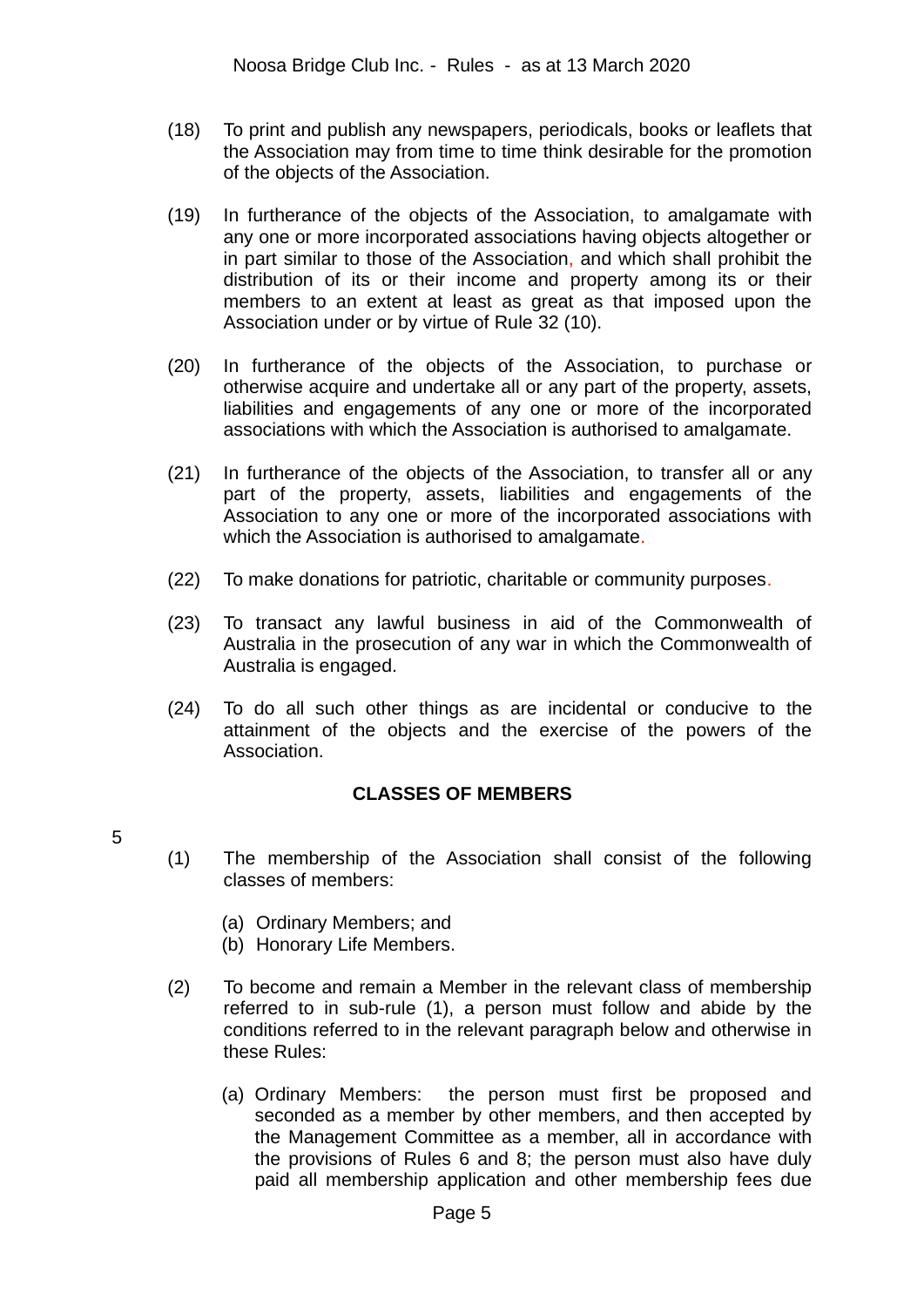(18) To print and publish any newspapers, periodicals, books or leaflets that the Association may from time to time think desirable for the promotion of the objects of the Association.

(19) In furtherance of the objects of the Association, to amalgamate with any one or more incorporated associations having objects altogether or in part similar to those of the Association, and which shall prohibit the distribution of its or their income and property among its or their members to an extent at least as great as that imposed upon the Association under or by virtue of Rule 32 (10).

(20) In furtherance of the objects of the Association, to purchase or otherwise acquire and undertake all or any part of the property, assets, liabilities and engagements of any one or more of the incorporated associations with which the Association is authorised to amalgamate.

(21) In furtherance of the objects of the Association, to transfer all or any part of the property, assets, liabilities and engagements of the Association to any one or more of the incorporated associations with which the Association is authorised to amalgamate.

(22) To make donations for patriotic, charitable or community purposes.

(23) To transact any lawful business in aid of the Commonwealth of Australia in the prosecution of any war in which the Commonwealth of Australia is engaged.

(24) To do all such other things as are incidental or conducive to the attainment of the objects and the exercise of the powers of the Association.

## CLASSES OF MEMBERS

5

(1) The membership of the Association shall consist of the following classes of members:

(a) Ordinary Members; and
(b) Honorary Life Members.

(2) To become and remain a Member in the relevant class of membership referred to in sub-rule (1), a person must follow and abide by the conditions referred to in the relevant paragraph below and otherwise in these Rules:

(a) Ordinary Members: the person must first be proposed and seconded as a member by other members, and then accepted by the Management Committee as a member, all in accordance with the provisions of Rules 6 and 8; the person must also have duly paid all membership application and other membership fees due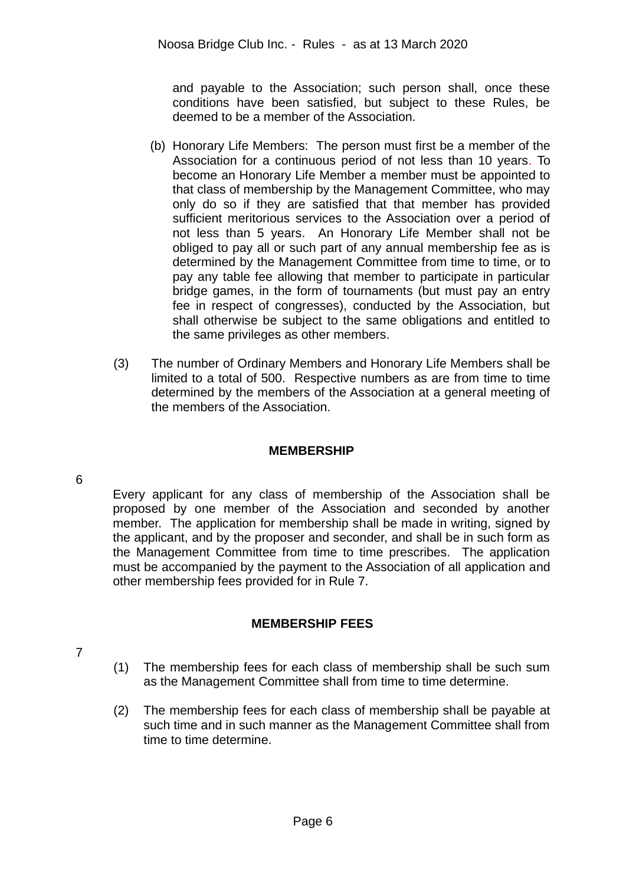and payable to the Association; such person shall, once these conditions have been satisfied, but subject to these Rules, be deemed to be a member of the Association.

(b) Honorary Life Members: The person must first be a member of the Association for a continuous period of not less than 10 years. To become an Honorary Life Member a member must be appointed to that class of membership by the Management Committee, who may only do so if they are satisfied that that member has provided sufficient meritorious services to the Association over a period of not less than 5 years. An Honorary Life Member shall not be obliged to pay all or such part of any annual membership fee as is determined by the Management Committee from time to time, or to pay any table fee allowing that member to participate in particular bridge games, in the form of tournaments (but must pay an entry fee in respect of congresses), conducted by the Association, but shall otherwise be subject to the same obligations and entitled to the same privileges as other members.

(3) The number of Ordinary Members and Honorary Life Members shall be limited to a total of 500. Respective numbers as are from time to time determined by the members of the Association at a general meeting of the members of the Association.

## MEMBERSHIP

6

Every applicant for any class of membership of the Association shall be proposed by one member of the Association and seconded by another member. The application for membership shall be made in writing, signed by the applicant, and by the proposer and seconder, and shall be in such form as the Management Committee from time to time prescribes. The application must be accompanied by the payment to the Association of all application and other membership fees provided for in Rule 7.

## MEMBERSHIP FEES

7

(1) The membership fees for each class of membership shall be such sum as the Management Committee shall from time to time determine.

(2) The membership fees for each class of membership shall be payable at such time and in such manner as the Management Committee shall from time to time determine.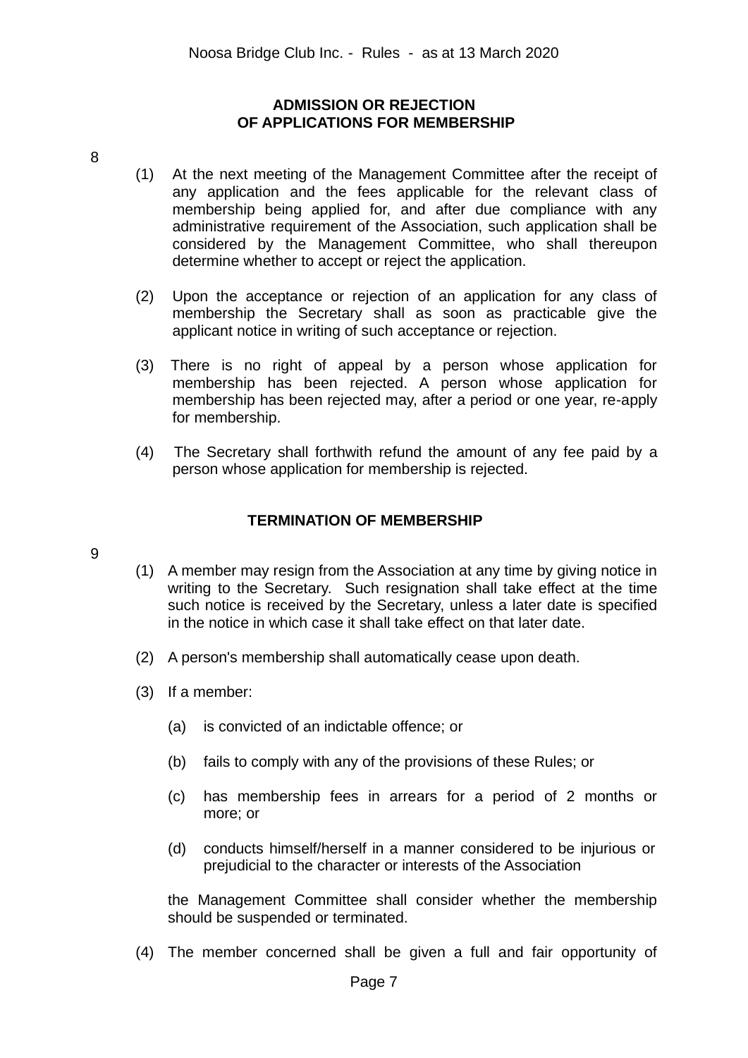## ADMISSION OR REJECTION OF APPLICATIONS FOR MEMBERSHIP

8

(1) At the next meeting of the Management Committee after the receipt of any application and the fees applicable for the relevant class of membership being applied for, and after due compliance with any administrative requirement of the Association, such application shall be considered by the Management Committee, who shall thereupon determine whether to accept or reject the application.

(2) Upon the acceptance or rejection of an application for any class of membership the Secretary shall as soon as practicable give the applicant notice in writing of such acceptance or rejection.

(3) There is no right of appeal by a person whose application for membership has been rejected. A person whose application for membership has been rejected may, after a period or one year, re-apply for membership.

(4) The Secretary shall forthwith refund the amount of any fee paid by a person whose application for membership is rejected.

## TERMINATION OF MEMBERSHIP

9

(1) A member may resign from the Association at any time by giving notice in writing to the Secretary. Such resignation shall take effect at the time such notice is received by the Secretary, unless a later date is specified in the notice in which case it shall take effect on that later date.

(2) A person's membership shall automatically cease upon death.

(3) If a member:

(a) is convicted of an indictable offence; or

(b) fails to comply with any of the provisions of these Rules; or

(c) has membership fees in arrears for a period of 2 months or more; or

(d) conducts himself/herself in a manner considered to be injurious or prejudicial to the character or interests of the Association

the Management Committee shall consider whether the membership should be suspended or terminated.

(4) The member concerned shall be given a full and fair opportunity of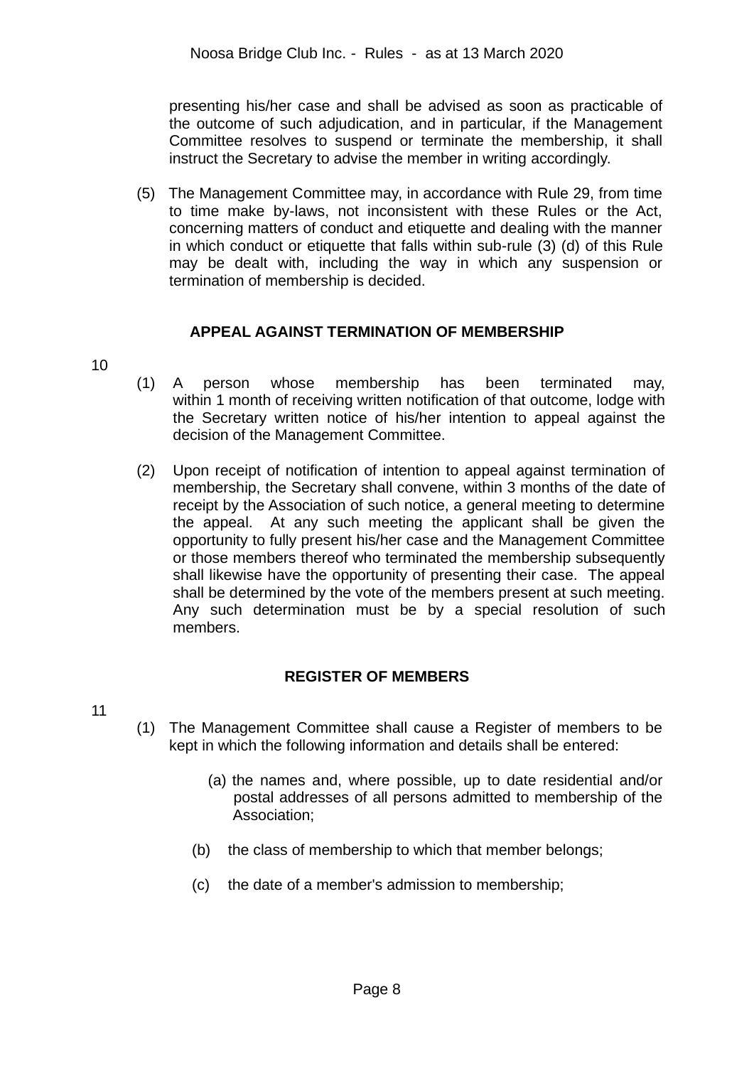presenting his/her case and shall be advised as soon as practicable of the outcome of such adjudication, and in particular, if the Management Committee resolves to suspend or terminate the membership, it shall instruct the Secretary to advise the member in writing accordingly.

(5) The Management Committee may, in accordance with Rule 29, from time to time make by-laws, not inconsistent with these Rules or the Act, concerning matters of conduct and etiquette and dealing with the manner in which conduct or etiquette that falls within sub-rule (3) (d) of this Rule may be dealt with, including the way in which any suspension or termination of membership is decided.

## APPEAL AGAINST TERMINATION OF MEMBERSHIP

10

(1) A person whose membership has been terminated may, within 1 month of receiving written notification of that outcome, lodge with the Secretary written notice of his/her intention to appeal against the decision of the Management Committee.

(2) Upon receipt of notification of intention to appeal against termination of membership, the Secretary shall convene, within 3 months of the date of receipt by the Association of such notice, a general meeting to determine the appeal. At any such meeting the applicant shall be given the opportunity to fully present his/her case and the Management Committee or those members thereof who terminated the membership subsequently shall likewise have the opportunity of presenting their case. The appeal shall be determined by the vote of the members present at such meeting. Any such determination must be by a special resolution of such members.

## REGISTER OF MEMBERS

11

(1) The Management Committee shall cause a Register of members to be kept in which the following information and details shall be entered:

(a) the names and, where possible, up to date residential and/or postal addresses of all persons admitted to membership of the Association;

(b) the class of membership to which that member belongs;

(c) the date of a member's admission to membership;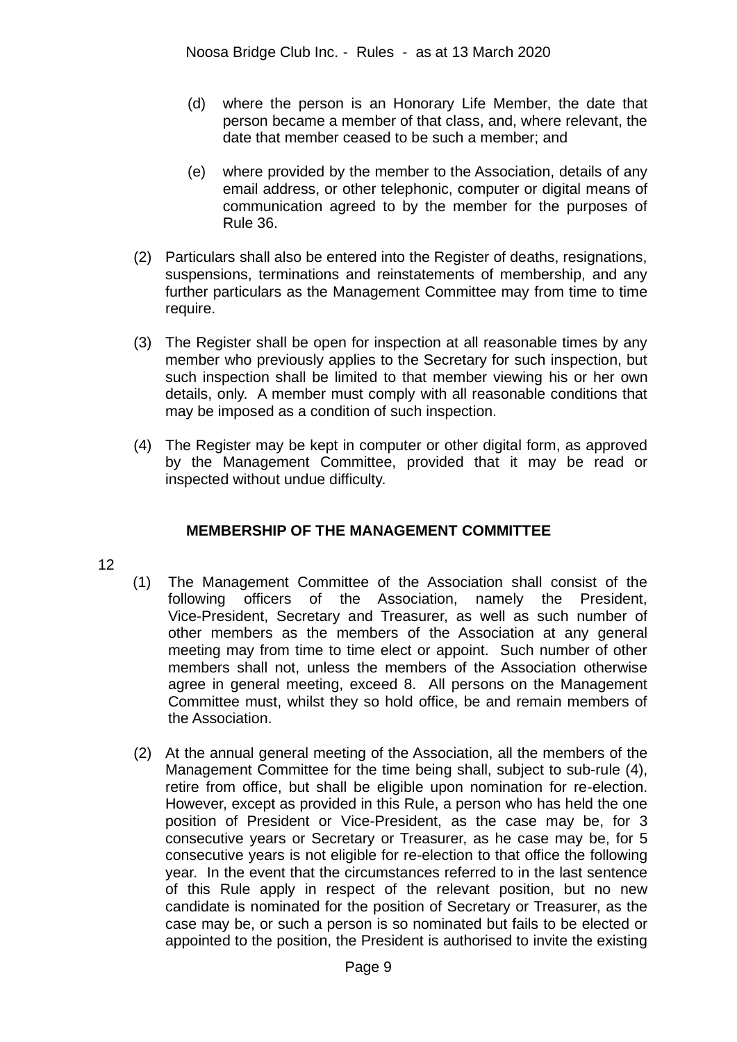(d) where the person is an Honorary Life Member, the date that person became a member of that class, and, where relevant, the date that member ceased to be such a member; and

(e) where provided by the member to the Association, details of any email address, or other telephonic, computer or digital means of communication agreed to by the member for the purposes of Rule 36.

(2) Particulars shall also be entered into the Register of deaths, resignations, suspensions, terminations and reinstatements of membership, and any further particulars as the Management Committee may from time to time require.

(3) The Register shall be open for inspection at all reasonable times by any member who previously applies to the Secretary for such inspection, but such inspection shall be limited to that member viewing his or her own details, only. A member must comply with all reasonable conditions that may be imposed as a condition of such inspection.

(4) The Register may be kept in computer or other digital form, as approved by the Management Committee, provided that it may be read or inspected without undue difficulty.

## MEMBERSHIP OF THE MANAGEMENT COMMITTEE

12

(1) The Management Committee of the Association shall consist of the following officers of the Association, namely the President, Vice-President, Secretary and Treasurer, as well as such number of other members as the members of the Association at any general meeting may from time to time elect or appoint. Such number of other members shall not, unless the members of the Association otherwise agree in general meeting, exceed 8. All persons on the Management Committee must, whilst they so hold office, be and remain members of the Association.

(2) At the annual general meeting of the Association, all the members of the Management Committee for the time being shall, subject to sub-rule (4), retire from office, but shall be eligible upon nomination for re-election. However, except as provided in this Rule, a person who has held the one position of President or Vice-President, as the case may be, for 3 consecutive years or Secretary or Treasurer, as he case may be, for 5 consecutive years is not eligible for re-election to that office the following year. In the event that the circumstances referred to in the last sentence of this Rule apply in respect of the relevant position, but no new candidate is nominated for the position of Secretary or Treasurer, as the case may be, or such a person is so nominated but fails to be elected or appointed to the position, the President is authorised to invite the existing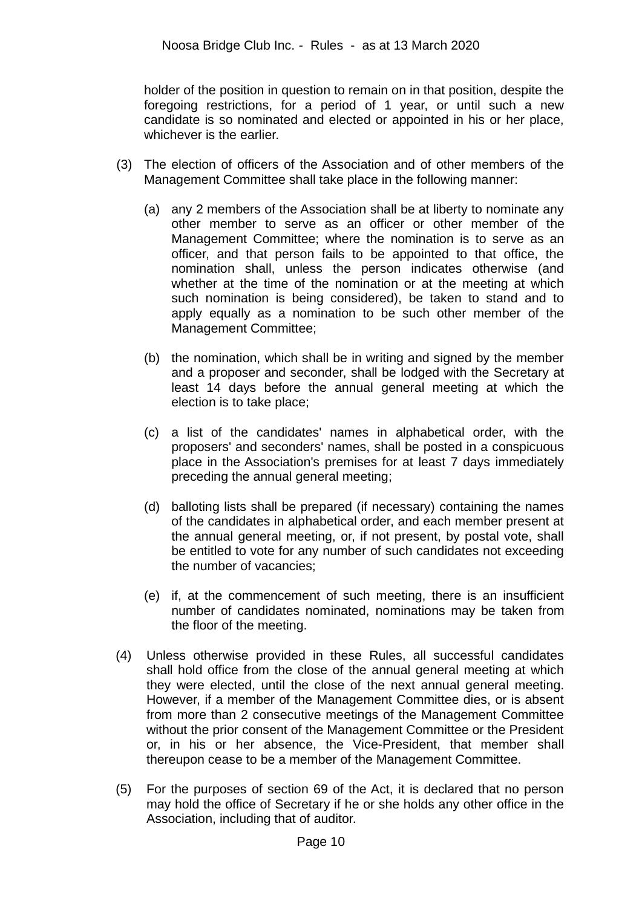holder of the position in question to remain on in that position, despite the foregoing restrictions, for a period of 1 year, or until such a new candidate is so nominated and elected or appointed in his or her place, whichever is the earlier.

(3) The election of officers of the Association and of other members of the Management Committee shall take place in the following manner:

   (a) any 2 members of the Association shall be at liberty to nominate any other member to serve as an officer or other member of the Management Committee; where the nomination is to serve as an officer, and that person fails to be appointed to that office, the nomination shall, unless the person indicates otherwise (and whether at the time of the nomination or at the meeting at which such nomination is being considered), be taken to stand and to apply equally as a nomination to be such other member of the Management Committee;

   (b) the nomination, which shall be in writing and signed by the member and a proposer and seconder, shall be lodged with the Secretary at least 14 days before the annual general meeting at which the election is to take place;

   (c) a list of the candidates' names in alphabetical order, with the proposers' and seconders' names, shall be posted in a conspicuous place in the Association's premises for at least 7 days immediately preceding the annual general meeting;

   (d) balloting lists shall be prepared (if necessary) containing the names of the candidates in alphabetical order, and each member present at the annual general meeting, or, if not present, by postal vote, shall be entitled to vote for any number of such candidates not exceeding the number of vacancies;

   (e) if, at the commencement of such meeting, there is an insufficient number of candidates nominated, nominations may be taken from the floor of the meeting.

(4) Unless otherwise provided in these Rules, all successful candidates shall hold office from the close of the annual general meeting at which they were elected, until the close of the next annual general meeting. However, if a member of the Management Committee dies, or is absent from more than 2 consecutive meetings of the Management Committee without the prior consent of the Management Committee or the President or, in his or her absence, the Vice-President, that member shall thereupon cease to be a member of the Management Committee.

(5) For the purposes of section 69 of the Act, it is declared that no person may hold the office of Secretary if he or she holds any other office in the Association, including that of auditor.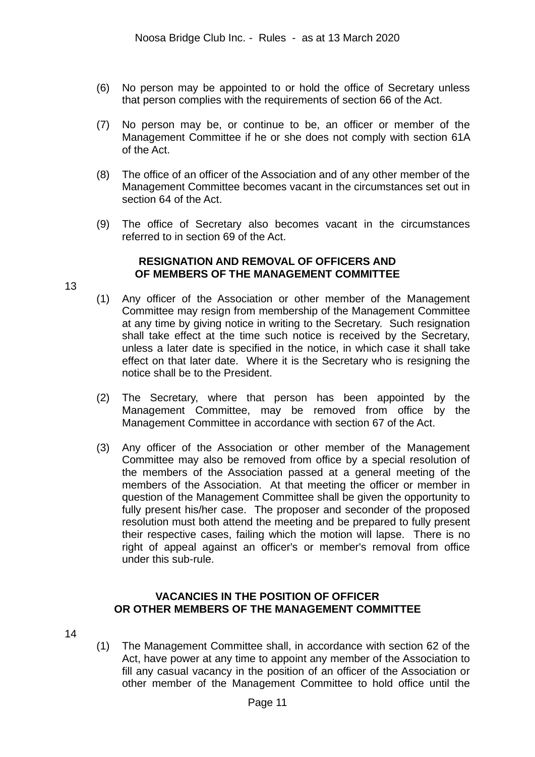(6) No person may be appointed to or hold the office of Secretary unless that person complies with the requirements of section 66 of the Act.

(7) No person may be, or continue to be, an officer or member of the Management Committee if he or she does not comply with section 61A of the Act.

(8) The office of an officer of the Association and of any other member of the Management Committee becomes vacant in the circumstances set out in section 64 of the Act.

(9) The office of Secretary also becomes vacant in the circumstances referred to in section 69 of the Act.

## RESIGNATION AND REMOVAL OF OFFICERS AND OF MEMBERS OF THE MANAGEMENT COMMITTEE

13

(1) Any officer of the Association or other member of the Management Committee may resign from membership of the Management Committee at any time by giving notice in writing to the Secretary. Such resignation shall take effect at the time such notice is received by the Secretary, unless a later date is specified in the notice, in which case it shall take effect on that later date. Where it is the Secretary who is resigning the notice shall be to the President.

(2) The Secretary, where that person has been appointed by the Management Committee, may be removed from office by the Management Committee in accordance with section 67 of the Act.

(3) Any officer of the Association or other member of the Management Committee may also be removed from office by a special resolution of the members of the Association passed at a general meeting of the members of the Association. At that meeting the officer or member in question of the Management Committee shall be given the opportunity to fully present his/her case. The proposer and seconder of the proposed resolution must both attend the meeting and be prepared to fully present their respective cases, failing which the motion will lapse. There is no right of appeal against an officer's or member's removal from office under this sub-rule.

## VACANCIES IN THE POSITION OF OFFICER OR OTHER MEMBERS OF THE MANAGEMENT COMMITTEE

14

(1) The Management Committee shall, in accordance with section 62 of the Act, have power at any time to appoint any member of the Association to fill any casual vacancy in the position of an officer of the Association or other member of the Management Committee to hold office until the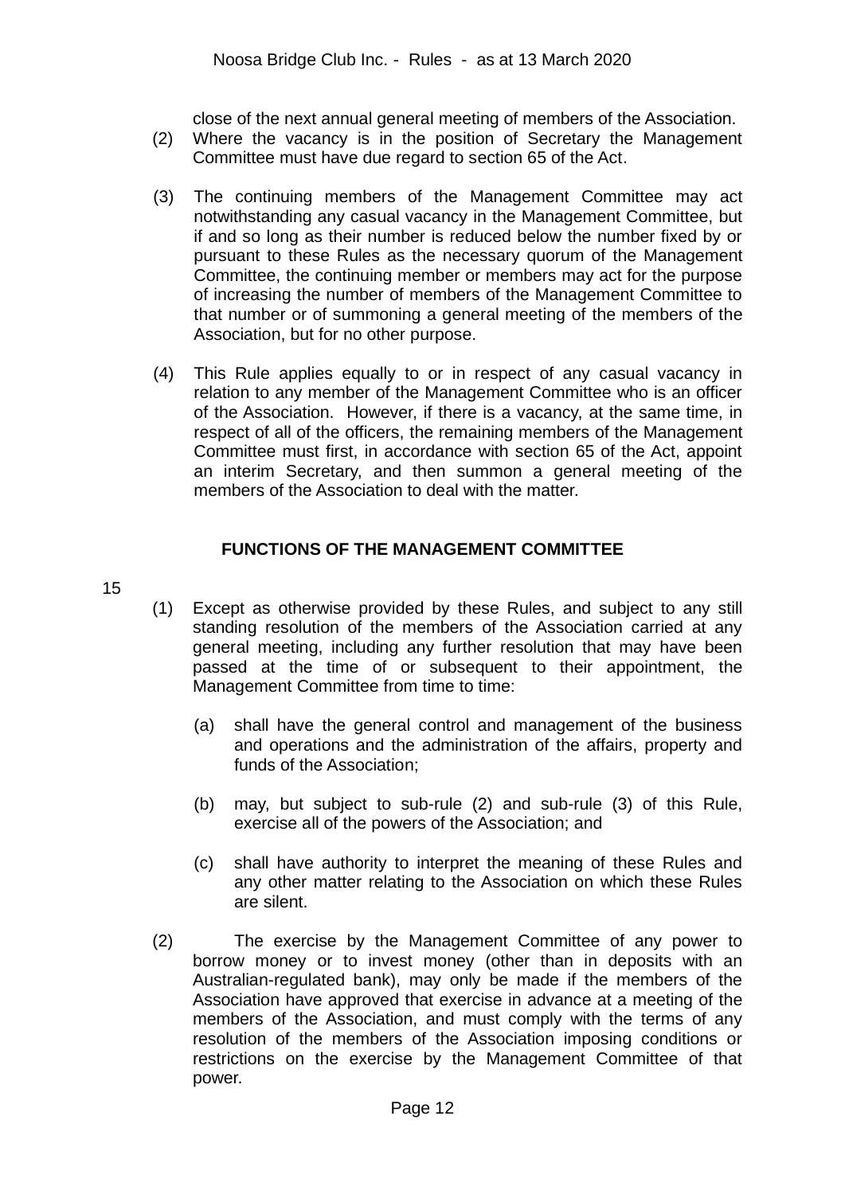close of the next annual general meeting of members of the Association.

(2) Where the vacancy is in the position of Secretary the Management Committee must have due regard to section 65 of the Act.

(3) The continuing members of the Management Committee may act notwithstanding any casual vacancy in the Management Committee, but if and so long as their number is reduced below the number fixed by or pursuant to these Rules as the necessary quorum of the Management Committee, the continuing member or members may act for the purpose of increasing the number of members of the Management Committee to that number or of summoning a general meeting of the members of the Association, but for no other purpose.

(4) This Rule applies equally to or in respect of any casual vacancy in relation to any member of the Management Committee who is an officer of the Association. However, if there is a vacancy, at the same time, in respect of all of the officers, the remaining members of the Management Committee must first, in accordance with section 65 of the Act, appoint an interim Secretary, and then summon a general meeting of the members of the Association to deal with the matter.

## FUNCTIONS OF THE MANAGEMENT COMMITTEE

15

(1) Except as otherwise provided by these Rules, and subject to any still standing resolution of the members of the Association carried at any general meeting, including any further resolution that may have been passed at the time of or subsequent to their appointment, the Management Committee from time to time:

(a) shall have the general control and management of the business and operations and the administration of the affairs, property and funds of the Association;

(b) may, but subject to sub-rule (2) and sub-rule (3) of this Rule, exercise all of the powers of the Association; and

(c) shall have authority to interpret the meaning of these Rules and any other matter relating to the Association on which these Rules are silent.

(2) The exercise by the Management Committee of any power to borrow money or to invest money (other than in deposits with an Australian-regulated bank), may only be made if the members of the Association have approved that exercise in advance at a meeting of the members of the Association, and must comply with the terms of any resolution of the members of the Association imposing conditions or restrictions on the exercise by the Management Committee of that power.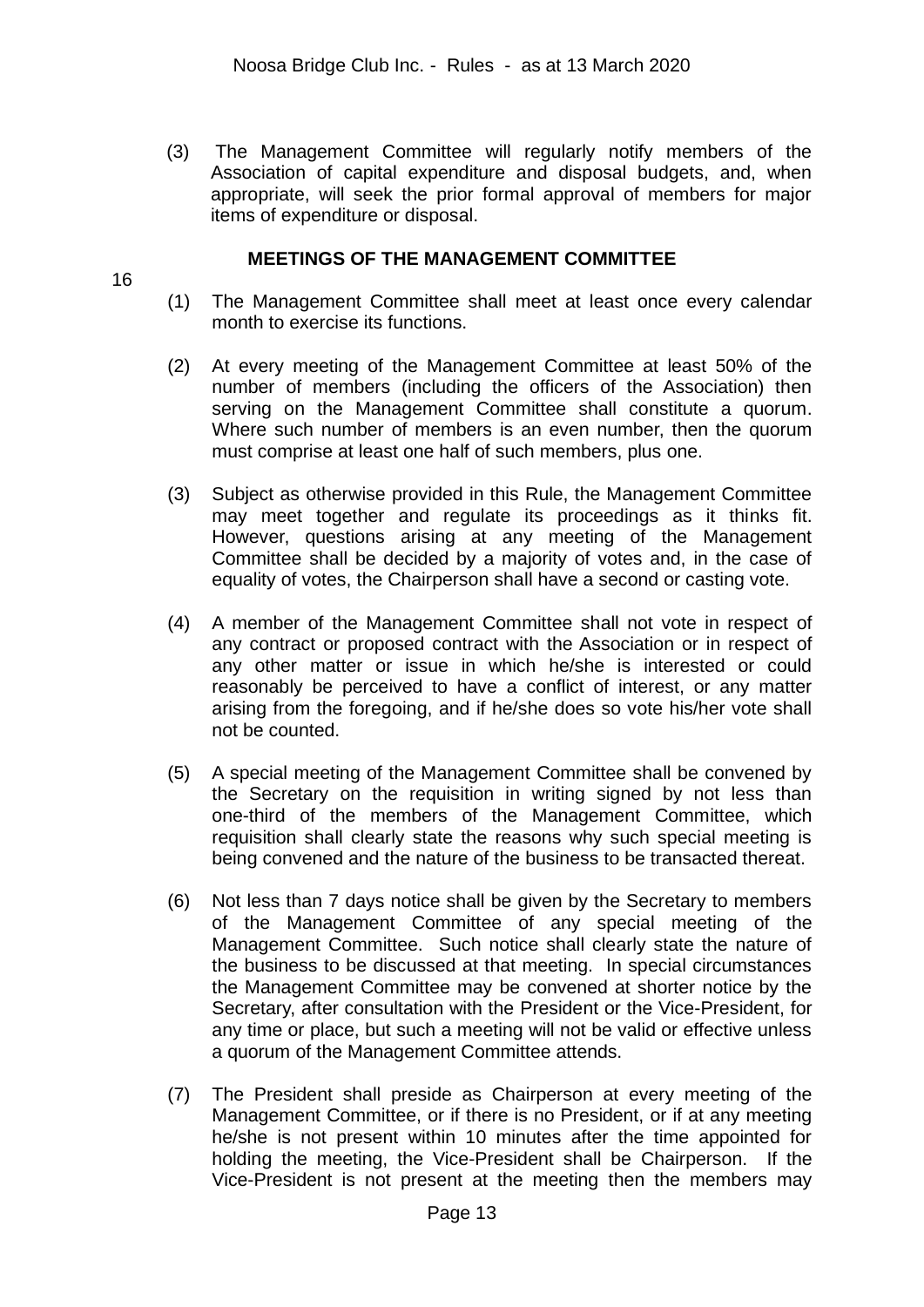(3) The Management Committee will regularly notify members of the Association of capital expenditure and disposal budgets, and, when appropriate, will seek the prior formal approval of members for major items of expenditure or disposal.

## MEETINGS OF THE MANAGEMENT COMMITTEE

16

(1) The Management Committee shall meet at least once every calendar month to exercise its functions.

(2) At every meeting of the Management Committee at least 50% of the number of members (including the officers of the Association) then serving on the Management Committee shall constitute a quorum. Where such number of members is an even number, then the quorum must comprise at least one half of such members, plus one.

(3) Subject as otherwise provided in this Rule, the Management Committee may meet together and regulate its proceedings as it thinks fit. However, questions arising at any meeting of the Management Committee shall be decided by a majority of votes and, in the case of equality of votes, the Chairperson shall have a second or casting vote.

(4) A member of the Management Committee shall not vote in respect of any contract or proposed contract with the Association or in respect of any other matter or issue in which he/she is interested or could reasonably be perceived to have a conflict of interest, or any matter arising from the foregoing, and if he/she does so vote his/her vote shall not be counted.

(5) A special meeting of the Management Committee shall be convened by the Secretary on the requisition in writing signed by not less than one-third of the members of the Management Committee, which requisition shall clearly state the reasons why such special meeting is being convened and the nature of the business to be transacted thereat.

(6) Not less than 7 days notice shall be given by the Secretary to members of the Management Committee of any special meeting of the Management Committee. Such notice shall clearly state the nature of the business to be discussed at that meeting. In special circumstances the Management Committee may be convened at shorter notice by the Secretary, after consultation with the President or the Vice-President, for any time or place, but such a meeting will not be valid or effective unless a quorum of the Management Committee attends.

(7) The President shall preside as Chairperson at every meeting of the Management Committee, or if there is no President, or if at any meeting he/she is not present within 10 minutes after the time appointed for holding the meeting, the Vice-President shall be Chairperson. If the Vice-President is not present at the meeting then the members may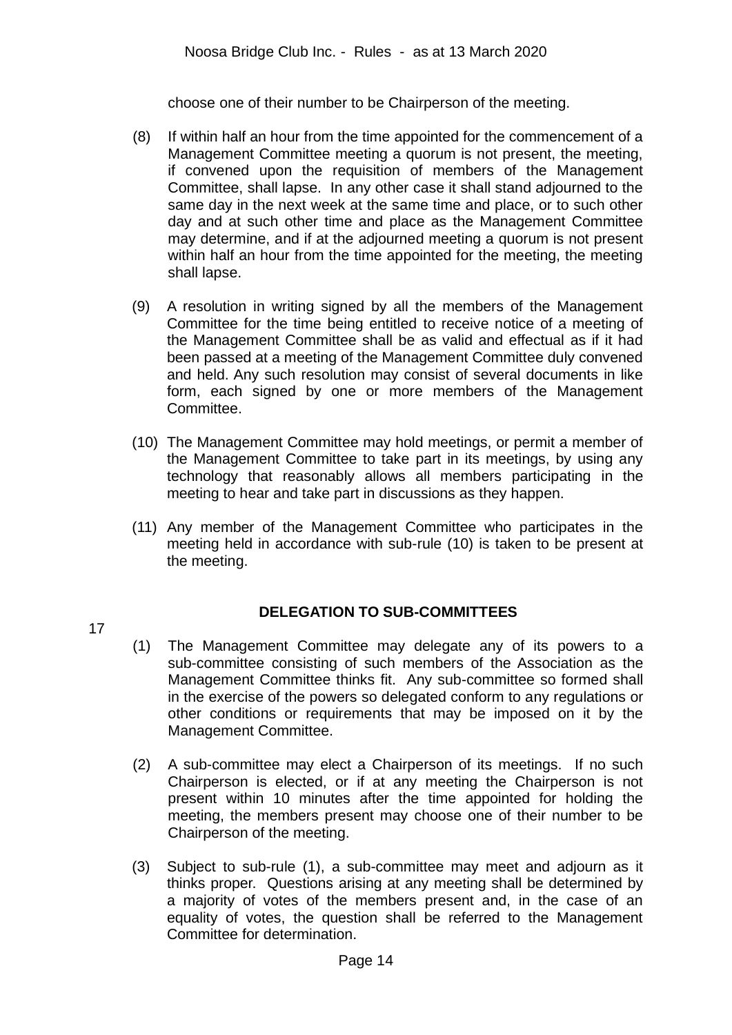choose one of their number to be Chairperson of the meeting.

(8) If within half an hour from the time appointed for the commencement of a Management Committee meeting a quorum is not present, the meeting, if convened upon the requisition of members of the Management Committee, shall lapse. In any other case it shall stand adjourned to the same day in the next week at the same time and place, or to such other day and at such other time and place as the Management Committee may determine, and if at the adjourned meeting a quorum is not present within half an hour from the time appointed for the meeting, the meeting shall lapse.

(9) A resolution in writing signed by all the members of the Management Committee for the time being entitled to receive notice of a meeting of the Management Committee shall be as valid and effectual as if it had been passed at a meeting of the Management Committee duly convened and held. Any such resolution may consist of several documents in like form, each signed by one or more members of the Management Committee.

(10) The Management Committee may hold meetings, or permit a member of the Management Committee to take part in its meetings, by using any technology that reasonably allows all members participating in the meeting to hear and take part in discussions as they happen.

(11) Any member of the Management Committee who participates in the meeting held in accordance with sub-rule (10) is taken to be present at the meeting.

## DELEGATION TO SUB-COMMITTEES

17

(1) The Management Committee may delegate any of its powers to a sub-committee consisting of such members of the Association as the Management Committee thinks fit. Any sub-committee so formed shall in the exercise of the powers so delegated conform to any regulations or other conditions or requirements that may be imposed on it by the Management Committee.

(2) A sub-committee may elect a Chairperson of its meetings. If no such Chairperson is elected, or if at any meeting the Chairperson is not present within 10 minutes after the time appointed for holding the meeting, the members present may choose one of their number to be Chairperson of the meeting.

(3) Subject to sub-rule (1), a sub-committee may meet and adjourn as it thinks proper. Questions arising at any meeting shall be determined by a majority of votes of the members present and, in the case of an equality of votes, the question shall be referred to the Management Committee for determination.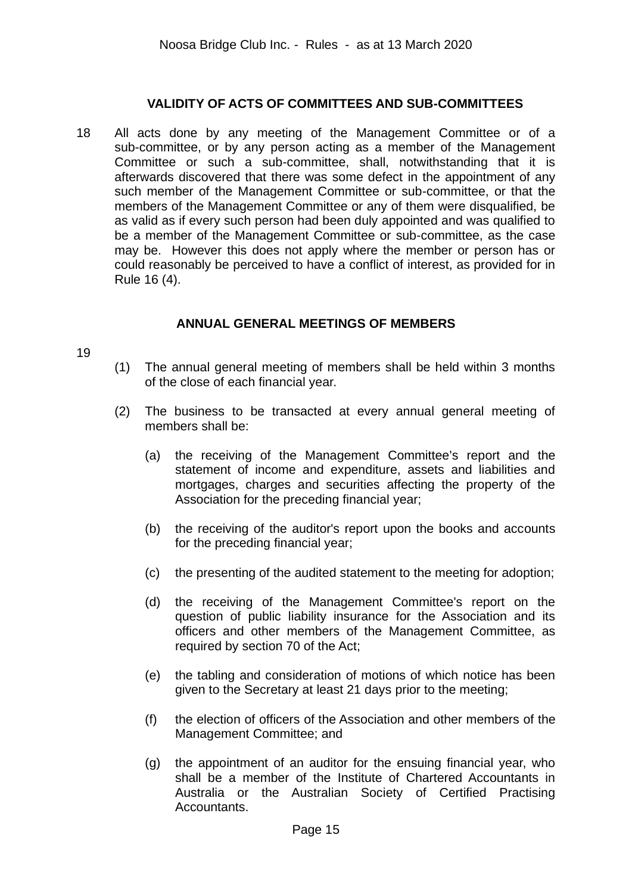## VALIDITY OF ACTS OF COMMITTEES AND SUB-COMMITTEES

18 All acts done by any meeting of the Management Committee or of a sub-committee, or by any person acting as a member of the Management Committee or such a sub-committee, shall, notwithstanding that it is afterwards discovered that there was some defect in the appointment of any such member of the Management Committee or sub-committee, or that the members of the Management Committee or any of them were disqualified, be as valid as if every such person had been duly appointed and was qualified to be a member of the Management Committee or sub-committee, as the case may be. However this does not apply where the member or person has or could reasonably be perceived to have a conflict of interest, as provided for in Rule 16 (4).

## ANNUAL GENERAL MEETINGS OF MEMBERS

19

(1) The annual general meeting of members shall be held within 3 months of the close of each financial year.

(2) The business to be transacted at every annual general meeting of members shall be:

(a) the receiving of the Management Committee's report and the statement of income and expenditure, assets and liabilities and mortgages, charges and securities affecting the property of the Association for the preceding financial year;

(b) the receiving of the auditor's report upon the books and accounts for the preceding financial year;

(c) the presenting of the audited statement to the meeting for adoption;

(d) the receiving of the Management Committee's report on the question of public liability insurance for the Association and its officers and other members of the Management Committee, as required by section 70 of the Act;

(e) the tabling and consideration of motions of which notice has been given to the Secretary at least 21 days prior to the meeting;

(f) the election of officers of the Association and other members of the Management Committee; and

(g) the appointment of an auditor for the ensuing financial year, who shall be a member of the Institute of Chartered Accountants in Australia or the Australian Society of Certified Practising Accountants.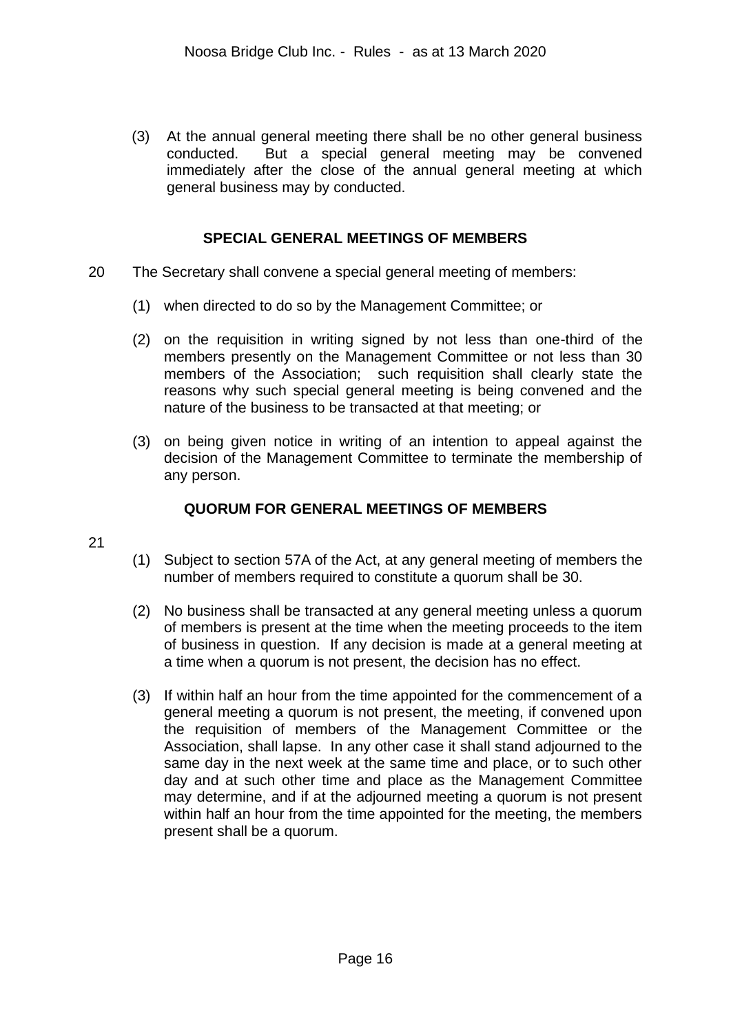(3) At the annual general meeting there shall be no other general business conducted. But a special general meeting may be convened immediately after the close of the annual general meeting at which general business may by conducted.

## SPECIAL GENERAL MEETINGS OF MEMBERS

20 The Secretary shall convene a special general meeting of members:

(1) when directed to do so by the Management Committee; or

(2) on the requisition in writing signed by not less than one-third of the members presently on the Management Committee or not less than 30 members of the Association; such requisition shall clearly state the reasons why such special general meeting is being convened and the nature of the business to be transacted at that meeting; or

(3) on being given notice in writing of an intention to appeal against the decision of the Management Committee to terminate the membership of any person.

## QUORUM FOR GENERAL MEETINGS OF MEMBERS

21

(1) Subject to section 57A of the Act, at any general meeting of members the number of members required to constitute a quorum shall be 30.

(2) No business shall be transacted at any general meeting unless a quorum of members is present at the time when the meeting proceeds to the item of business in question. If any decision is made at a general meeting at a time when a quorum is not present, the decision has no effect.

(3) If within half an hour from the time appointed for the commencement of a general meeting a quorum is not present, the meeting, if convened upon the requisition of members of the Management Committee or the Association, shall lapse. In any other case it shall stand adjourned to the same day in the next week at the same time and place, or to such other day and at such other time and place as the Management Committee may determine, and if at the adjourned meeting a quorum is not present within half an hour from the time appointed for the meeting, the members present shall be a quorum.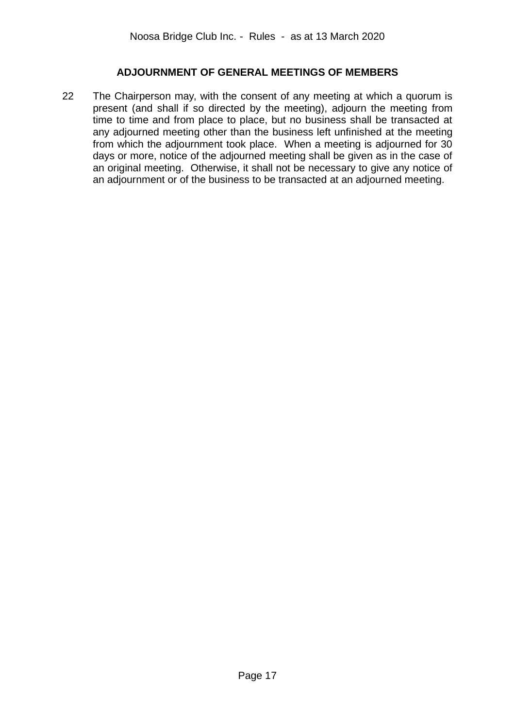## ADJOURNMENT OF GENERAL MEETINGS OF MEMBERS

22 The Chairperson may, with the consent of any meeting at which a quorum is present (and shall if so directed by the meeting), adjourn the meeting from time to time and from place to place, but no business shall be transacted at any adjourned meeting other than the business left unfinished at the meeting from which the adjournment took place. When a meeting is adjourned for 30 days or more, notice of the adjourned meeting shall be given as in the case of an original meeting. Otherwise, it shall not be necessary to give any notice of an adjournment or of the business to be transacted at an adjourned meeting.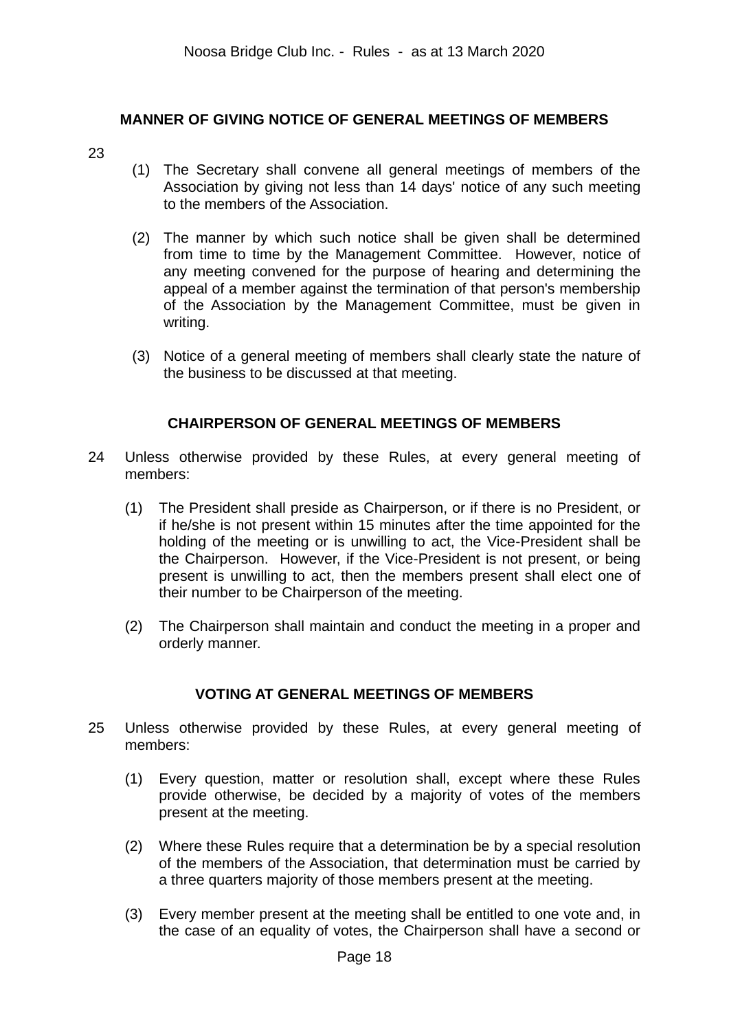## MANNER OF GIVING NOTICE OF GENERAL MEETINGS OF MEMBERS

23

(1) The Secretary shall convene all general meetings of members of the Association by giving not less than 14 days' notice of any such meeting to the members of the Association.

(2) The manner by which such notice shall be given shall be determined from time to time by the Management Committee. However, notice of any meeting convened for the purpose of hearing and determining the appeal of a member against the termination of that person's membership of the Association by the Management Committee, must be given in writing.

(3) Notice of a general meeting of members shall clearly state the nature of the business to be discussed at that meeting.

## CHAIRPERSON OF GENERAL MEETINGS OF MEMBERS

24 Unless otherwise provided by these Rules, at every general meeting of members:

(1) The President shall preside as Chairperson, or if there is no President, or if he/she is not present within 15 minutes after the time appointed for the holding of the meeting or is unwilling to act, the Vice-President shall be the Chairperson. However, if the Vice-President is not present, or being present is unwilling to act, then the members present shall elect one of their number to be Chairperson of the meeting.

(2) The Chairperson shall maintain and conduct the meeting in a proper and orderly manner.

## VOTING AT GENERAL MEETINGS OF MEMBERS

25 Unless otherwise provided by these Rules, at every general meeting of members:

(1) Every question, matter or resolution shall, except where these Rules provide otherwise, be decided by a majority of votes of the members present at the meeting.

(2) Where these Rules require that a determination be by a special resolution of the members of the Association, that determination must be carried by a three quarters majority of those members present at the meeting.

(3) Every member present at the meeting shall be entitled to one vote and, in the case of an equality of votes, the Chairperson shall have a second or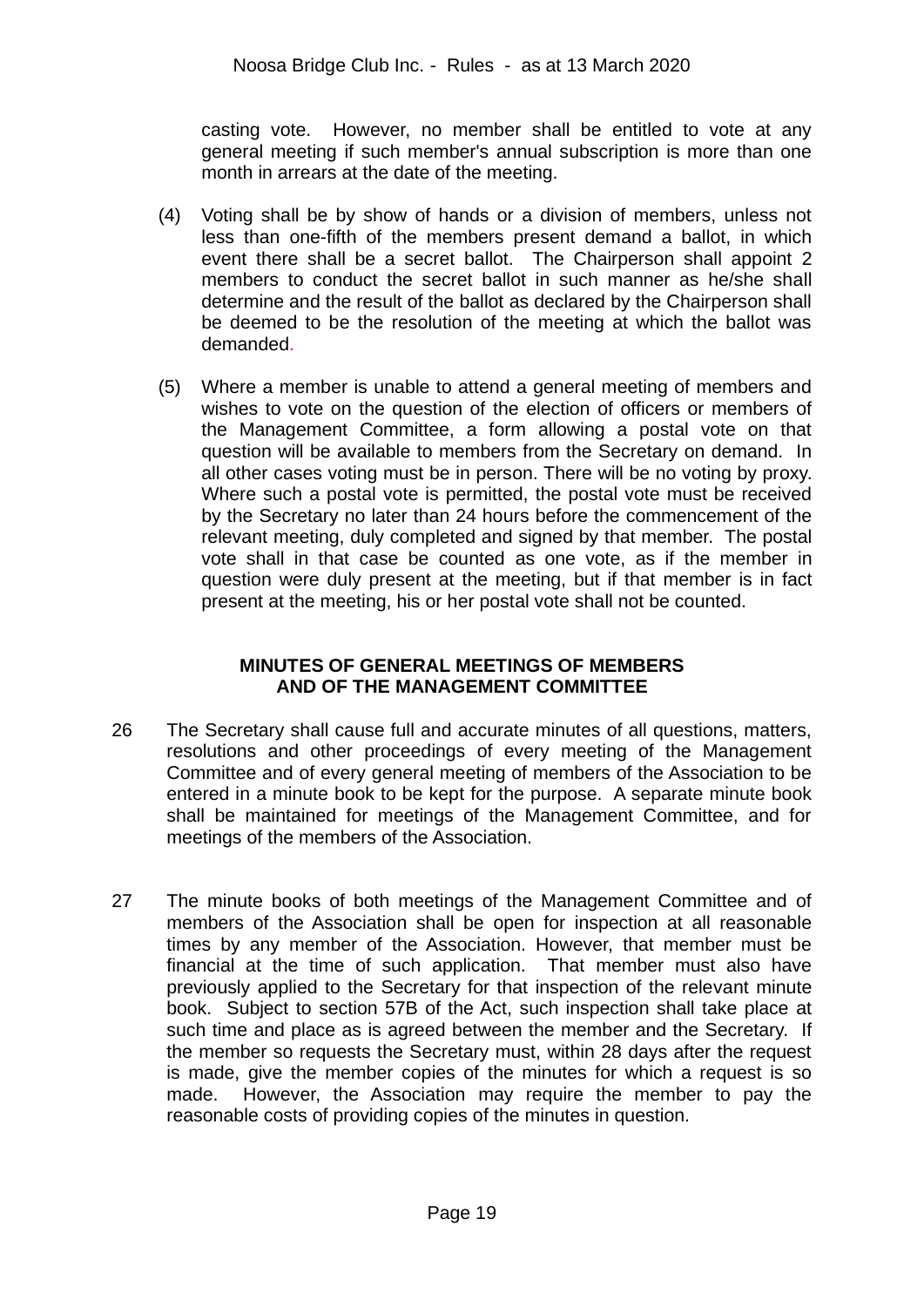casting vote. However, no member shall be entitled to vote at any general meeting if such member's annual subscription is more than one month in arrears at the date of the meeting.

(4) Voting shall be by show of hands or a division of members, unless not less than one-fifth of the members present demand a ballot, in which event there shall be a secret ballot. The Chairperson shall appoint 2 members to conduct the secret ballot in such manner as he/she shall determine and the result of the ballot as declared by the Chairperson shall be deemed to be the resolution of the meeting at which the ballot was demanded.

(5) Where a member is unable to attend a general meeting of members and wishes to vote on the question of the election of officers or members of the Management Committee, a form allowing a postal vote on that question will be available to members from the Secretary on demand. In all other cases voting must be in person. There will be no voting by proxy. Where such a postal vote is permitted, the postal vote must be received by the Secretary no later than 24 hours before the commencement of the relevant meeting, duly completed and signed by that member. The postal vote shall in that case be counted as one vote, as if the member in question were duly present at the meeting, but if that member is in fact present at the meeting, his or her postal vote shall not be counted.

## MINUTES OF GENERAL MEETINGS OF MEMBERS AND OF THE MANAGEMENT COMMITTEE

26 The Secretary shall cause full and accurate minutes of all questions, matters, resolutions and other proceedings of every meeting of the Management Committee and of every general meeting of members of the Association to be entered in a minute book to be kept for the purpose. A separate minute book shall be maintained for meetings of the Management Committee, and for meetings of the members of the Association.

27 The minute books of both meetings of the Management Committee and of members of the Association shall be open for inspection at all reasonable times by any member of the Association. However, that member must be financial at the time of such application. That member must also have previously applied to the Secretary for that inspection of the relevant minute book. Subject to section 57B of the Act, such inspection shall take place at such time and place as is agreed between the member and the Secretary. If the member so requests the Secretary must, within 28 days after the request is made, give the member copies of the minutes for which a request is so made. However, the Association may require the member to pay the reasonable costs of providing copies of the minutes in question.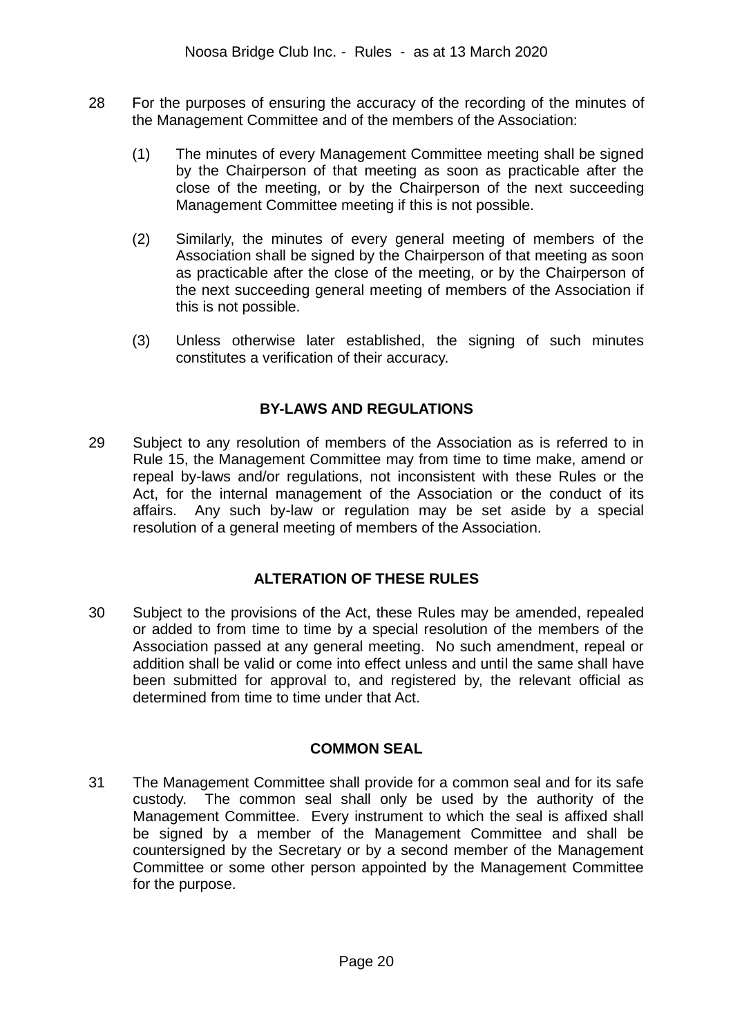28 For the purposes of ensuring the accuracy of the recording of the minutes of the Management Committee and of the members of the Association:

(1) The minutes of every Management Committee meeting shall be signed by the Chairperson of that meeting as soon as practicable after the close of the meeting, or by the Chairperson of the next succeeding Management Committee meeting if this is not possible.

(2) Similarly, the minutes of every general meeting of members of the Association shall be signed by the Chairperson of that meeting as soon as practicable after the close of the meeting, or by the Chairperson of the next succeeding general meeting of members of the Association if this is not possible.

(3) Unless otherwise later established, the signing of such minutes constitutes a verification of their accuracy.

## BY-LAWS AND REGULATIONS

29 Subject to any resolution of members of the Association as is referred to in Rule 15, the Management Committee may from time to time make, amend or repeal by-laws and/or regulations, not inconsistent with these Rules or the Act, for the internal management of the Association or the conduct of its affairs. Any such by-law or regulation may be set aside by a special resolution of a general meeting of members of the Association.

## ALTERATION OF THESE RULES

30 Subject to the provisions of the Act, these Rules may be amended, repealed or added to from time to time by a special resolution of the members of the Association passed at any general meeting. No such amendment, repeal or addition shall be valid or come into effect unless and until the same shall have been submitted for approval to, and registered by, the relevant official as determined from time to time under that Act.

## COMMON SEAL

31 The Management Committee shall provide for a common seal and for its safe custody. The common seal shall only be used by the authority of the Management Committee. Every instrument to which the seal is affixed shall be signed by a member of the Management Committee and shall be countersigned by the Secretary or by a second member of the Management Committee or some other person appointed by the Management Committee for the purpose.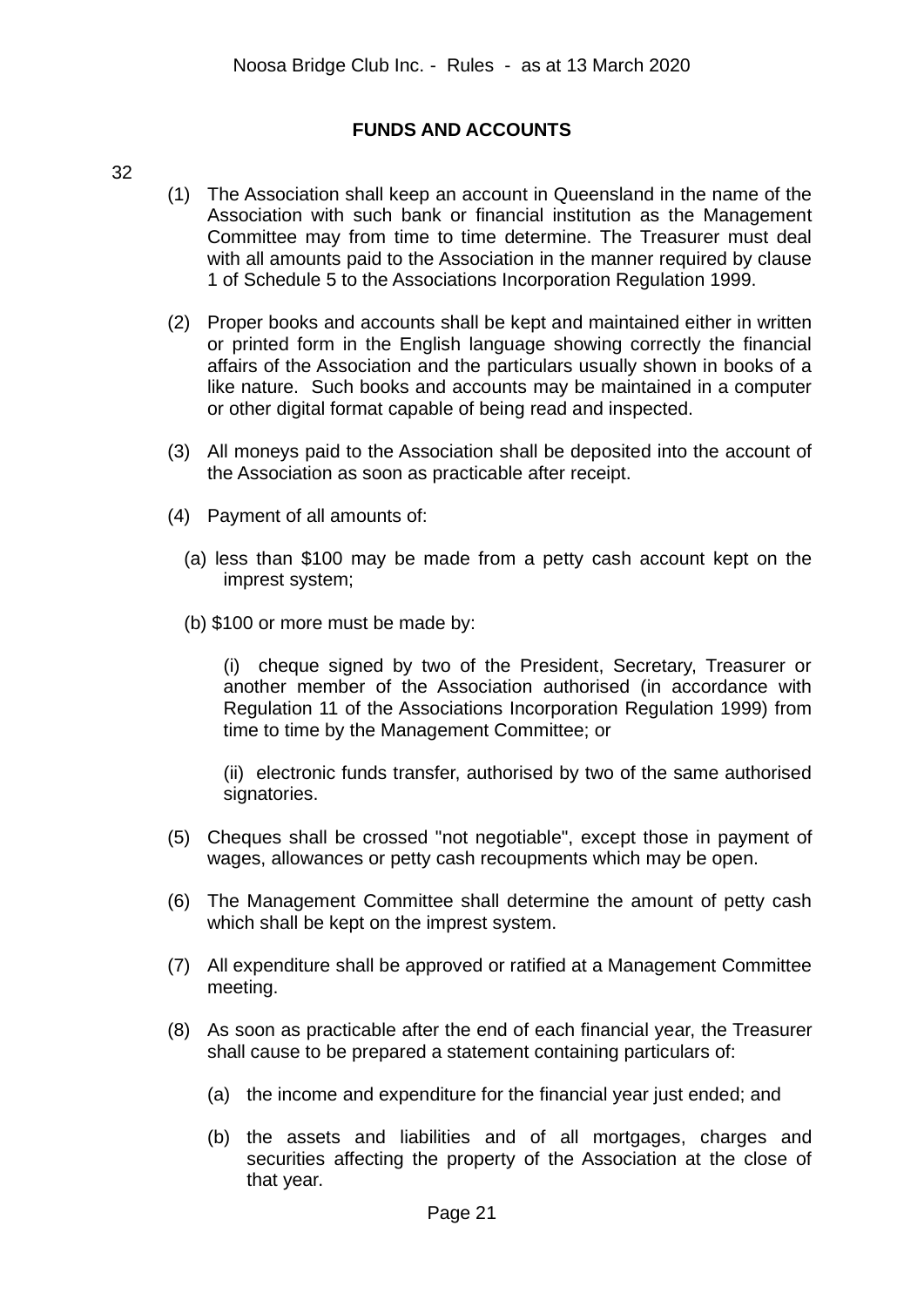## FUNDS AND ACCOUNTS

32

(1) The Association shall keep an account in Queensland in the name of the Association with such bank or financial institution as the Management Committee may from time to time determine. The Treasurer must deal with all amounts paid to the Association in the manner required by clause 1 of Schedule 5 to the Associations Incorporation Regulation 1999.

(2) Proper books and accounts shall be kept and maintained either in written or printed form in the English language showing correctly the financial affairs of the Association and the particulars usually shown in books of a like nature. Such books and accounts may be maintained in a computer or other digital format capable of being read and inspected.

(3) All moneys paid to the Association shall be deposited into the account of the Association as soon as practicable after receipt.

(4) Payment of all amounts of:

(a) less than $100 may be made from a petty cash account kept on the imprest system;

(b) $100 or more must be made by:

(i) cheque signed by two of the President, Secretary, Treasurer or another member of the Association authorised (in accordance with Regulation 11 of the Associations Incorporation Regulation 1999) from time to time by the Management Committee; or

(ii) electronic funds transfer, authorised by two of the same authorised signatories.

(5) Cheques shall be crossed "not negotiable", except those in payment of wages, allowances or petty cash recoupments which may be open.

(6) The Management Committee shall determine the amount of petty cash which shall be kept on the imprest system.

(7) All expenditure shall be approved or ratified at a Management Committee meeting.

(8) As soon as practicable after the end of each financial year, the Treasurer shall cause to be prepared a statement containing particulars of:

(a) the income and expenditure for the financial year just ended; and

(b) the assets and liabilities and of all mortgages, charges and securities affecting the property of the Association at the close of that year.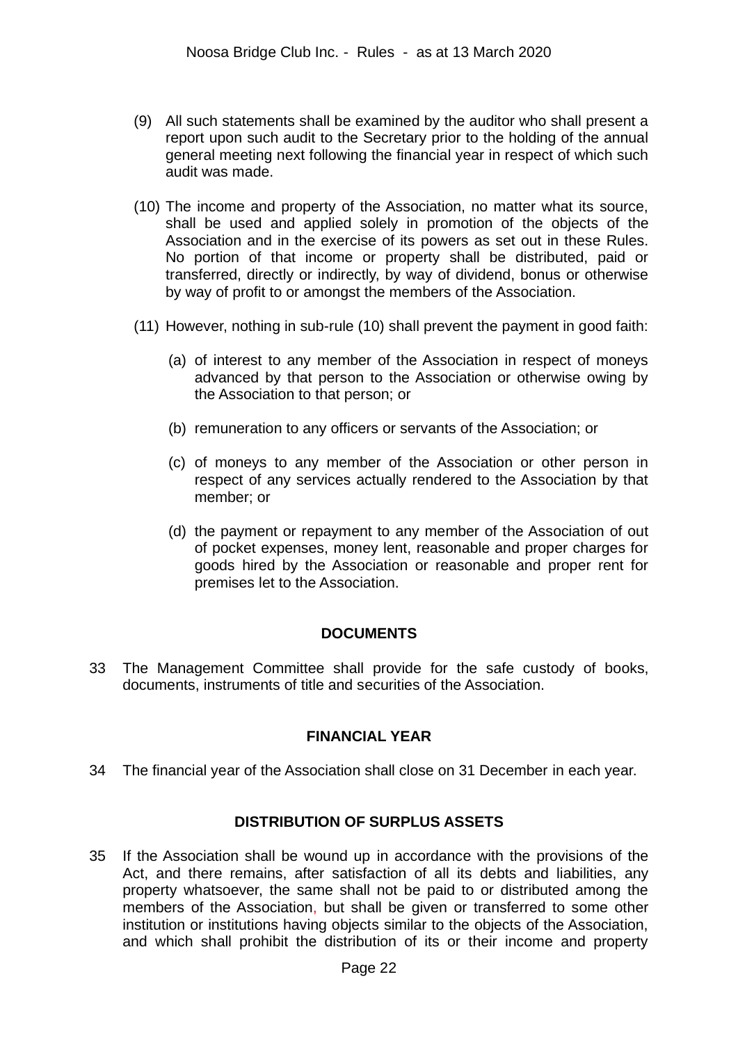(9) All such statements shall be examined by the auditor who shall present a report upon such audit to the Secretary prior to the holding of the annual general meeting next following the financial year in respect of which such audit was made.

(10) The income and property of the Association, no matter what its source, shall be used and applied solely in promotion of the objects of the Association and in the exercise of its powers as set out in these Rules. No portion of that income or property shall be distributed, paid or transferred, directly or indirectly, by way of dividend, bonus or otherwise by way of profit to or amongst the members of the Association.

(11) However, nothing in sub-rule (10) shall prevent the payment in good faith:

(a) of interest to any member of the Association in respect of moneys advanced by that person to the Association or otherwise owing by the Association to that person; or

(b) remuneration to any officers or servants of the Association; or

(c) of moneys to any member of the Association or other person in respect of any services actually rendered to the Association by that member; or

(d) the payment or repayment to any member of the Association of out of pocket expenses, money lent, reasonable and proper charges for goods hired by the Association or reasonable and proper rent for premises let to the Association.

## DOCUMENTS

33 The Management Committee shall provide for the safe custody of books, documents, instruments of title and securities of the Association.

## FINANCIAL YEAR

34 The financial year of the Association shall close on 31 December in each year.

## DISTRIBUTION OF SURPLUS ASSETS

35 If the Association shall be wound up in accordance with the provisions of the Act, and there remains, after satisfaction of all its debts and liabilities, any property whatsoever, the same shall not be paid to or distributed among the members of the Association, but shall be given or transferred to some other institution or institutions having objects similar to the objects of the Association, and which shall prohibit the distribution of its or their income and property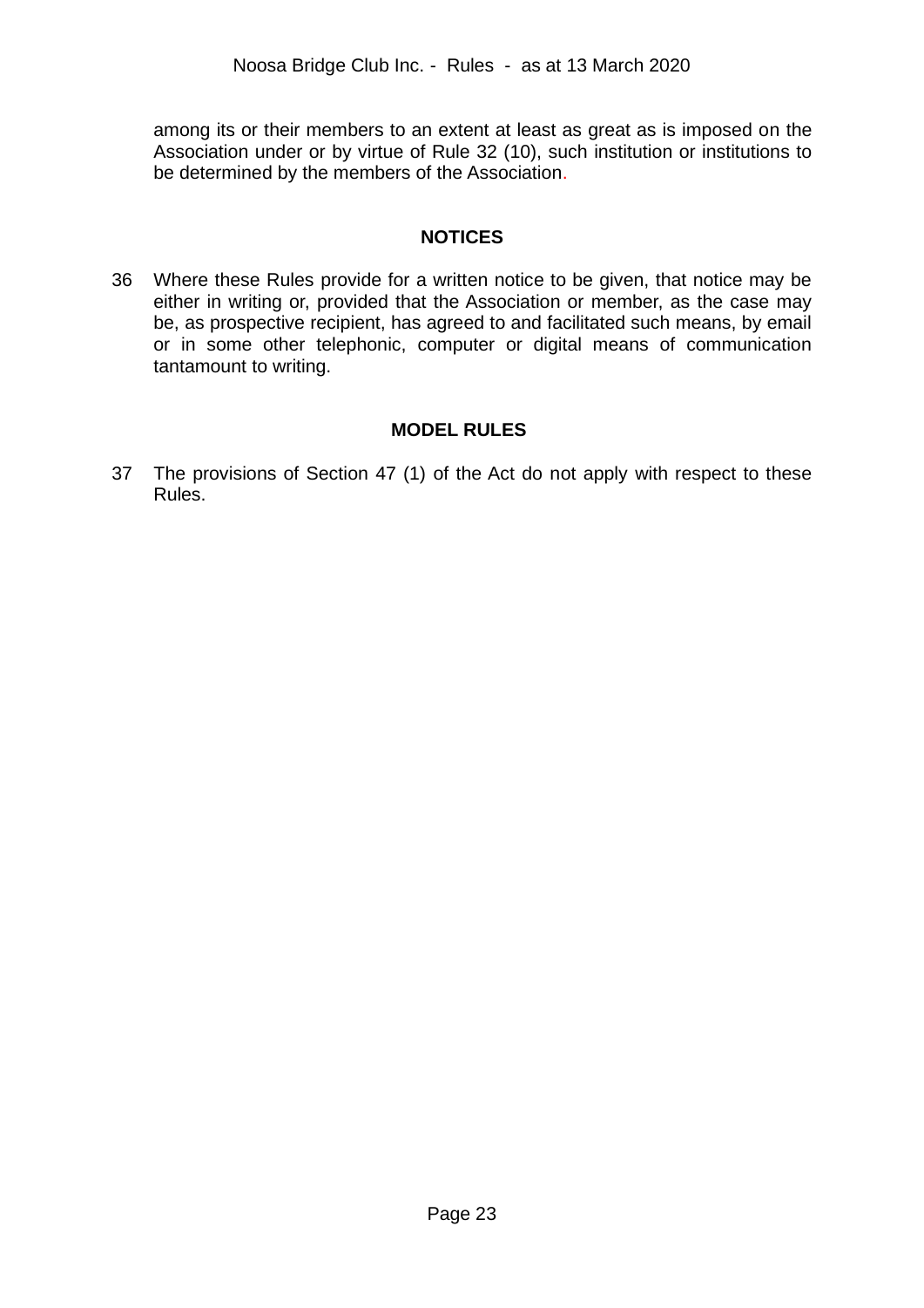among its or their members to an extent at least as great as is imposed on the Association under or by virtue of Rule 32 (10), such institution or institutions to be determined by the members of the Association.

## NOTICES

36 Where these Rules provide for a written notice to be given, that notice may be either in writing or, provided that the Association or member, as the case may be, as prospective recipient, has agreed to and facilitated such means, by email or in some other telephonic, computer or digital means of communication tantamount to writing.

## MODEL RULES

37 The provisions of Section 47 (1) of the Act do not apply with respect to these Rules.